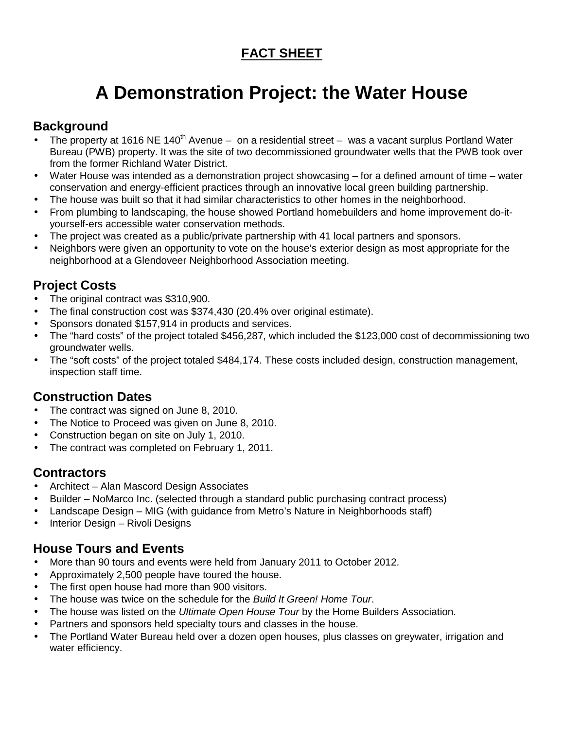**FACT SHEET**

# A Demonstration Project: the Water House

## Background

- The property at 1616 NE 140th Avenue – on a residential street – was a vacant surplus Portland Water Bureau (PWB) property. It was the site of two decommissioned groundwater wells that the PWB took over from the former Richland Water District.
- Water House was intended as a demonstration project showcasing – for a defined amount of time – water conservation and energy-efficient practices through an innovative local green building partnership.
- The house was built so that it had similar characteristics to other homes in the neighborhood.
- From plumbing to landscaping, the house showed Portland homebuilders and home improvement do-it-yourself-ers accessible water conservation methods.
- The project was created as a public/private partnership with 41 local partners and sponsors.
- Neighbors were given an opportunity to vote on the house's exterior design as most appropriate for the neighborhood at a Glendoveer Neighborhood Association meeting.

## Project Costs

- The original contract was $310,900.
- The final construction cost was $374,430 (20.4% over original estimate).
- Sponsors donated $157,914 in products and services.
- The "hard costs" of the project totaled $456,287, which included the $123,000 cost of decommissioning two groundwater wells.
- The "soft costs" of the project totaled $484,174. These costs included design, construction management, inspection staff time.

## Construction Dates

- The contract was signed on June 8, 2010.
- The Notice to Proceed was given on June 8, 2010.
- Construction began on site on July 1, 2010.
- The contract was completed on February 1, 2011.

## Contractors

- Architect – Alan Mascord Design Associates
- Builder – NoMarco Inc. (selected through a standard public purchasing contract process)
- Landscape Design – MIG (with guidance from Metro's Nature in Neighborhoods staff)
- Interior Design – Rivoli Designs

## House Tours and Events

- More than 90 tours and events were held from January 2011 to October 2012.
- Approximately 2,500 people have toured the house.
- The first open house had more than 900 visitors.
- The house was twice on the schedule for the *Build It Green! Home Tour*.
- The house was listed on the *Ultimate Open House Tour* by the Home Builders Association.
- Partners and sponsors held specialty tours and classes in the house.
- The Portland Water Bureau held over a dozen open houses, plus classes on greywater, irrigation and water efficiency.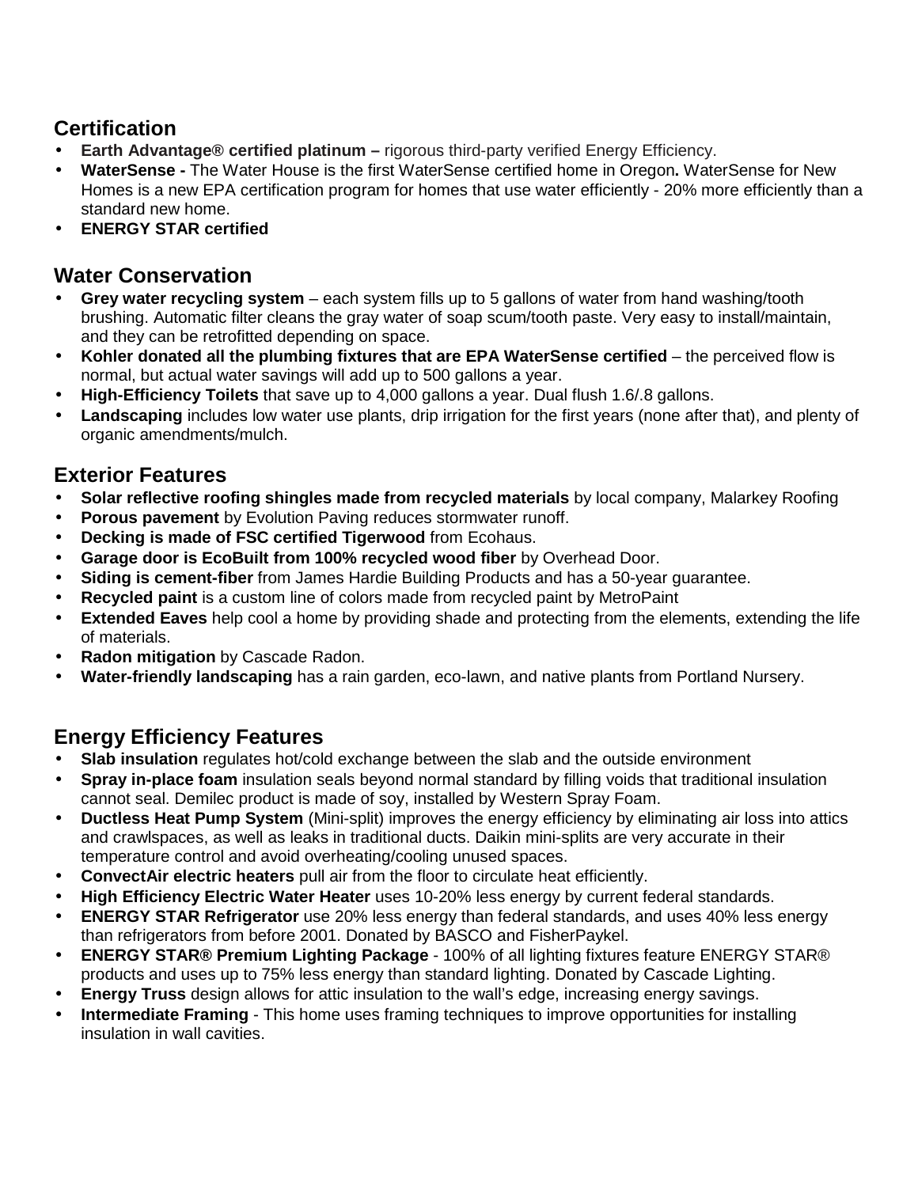## Certification

- **Earth Advantage® certified platinum –** rigorous third-party verified Energy Efficiency.
- **WaterSense -** The Water House is the first WaterSense certified home in Oregon**.** WaterSense for New Homes is a new EPA certification program for homes that use water efficiently - 20% more efficiently than a standard new home.
- **ENERGY STAR certified**

## Water Conservation

- **Grey water recycling system** – each system fills up to 5 gallons of water from hand washing/tooth brushing. Automatic filter cleans the gray water of soap scum/tooth paste. Very easy to install/maintain, and they can be retrofitted depending on space.
- **Kohler donated all the plumbing fixtures that are EPA WaterSense certified** – the perceived flow is normal, but actual water savings will add up to 500 gallons a year.
- **High-Efficiency Toilets** that save up to 4,000 gallons a year. Dual flush 1.6/.8 gallons.
- **Landscaping** includes low water use plants, drip irrigation for the first years (none after that), and plenty of organic amendments/mulch.

## Exterior Features

- **Solar reflective roofing shingles made from recycled materials** by local company, Malarkey Roofing
- **Porous pavement** by Evolution Paving reduces stormwater runoff.
- **Decking is made of FSC certified Tigerwood** from Ecohaus.
- **Garage door is EcoBuilt from 100% recycled wood fiber** by Overhead Door.
- **Siding is cement-fiber** from James Hardie Building Products and has a 50-year guarantee.
- **Recycled paint** is a custom line of colors made from recycled paint by MetroPaint
- **Extended Eaves** help cool a home by providing shade and protecting from the elements, extending the life of materials.
- **Radon mitigation** by Cascade Radon.
- **Water-friendly landscaping** has a rain garden, eco-lawn, and native plants from Portland Nursery.

## Energy Efficiency Features

- **Slab insulation** regulates hot/cold exchange between the slab and the outside environment
- **Spray in-place foam** insulation seals beyond normal standard by filling voids that traditional insulation cannot seal. Demilec product is made of soy, installed by Western Spray Foam.
- **Ductless Heat Pump System** (Mini-split) improves the energy efficiency by eliminating air loss into attics and crawlspaces, as well as leaks in traditional ducts. Daikin mini-splits are very accurate in their temperature control and avoid overheating/cooling unused spaces.
- **ConvectAir electric heaters** pull air from the floor to circulate heat efficiently.
- **High Efficiency Electric Water Heater** uses 10-20% less energy by current federal standards.
- **ENERGY STAR Refrigerator** use 20% less energy than federal standards, and uses 40% less energy than refrigerators from before 2001. Donated by BASCO and FisherPaykel.
- **ENERGY STAR® Premium Lighting Package** - 100% of all lighting fixtures feature ENERGY STAR® products and uses up to 75% less energy than standard lighting. Donated by Cascade Lighting.
- **Energy Truss** design allows for attic insulation to the wall's edge, increasing energy savings.
- **Intermediate Framing** - This home uses framing techniques to improve opportunities for installing insulation in wall cavities.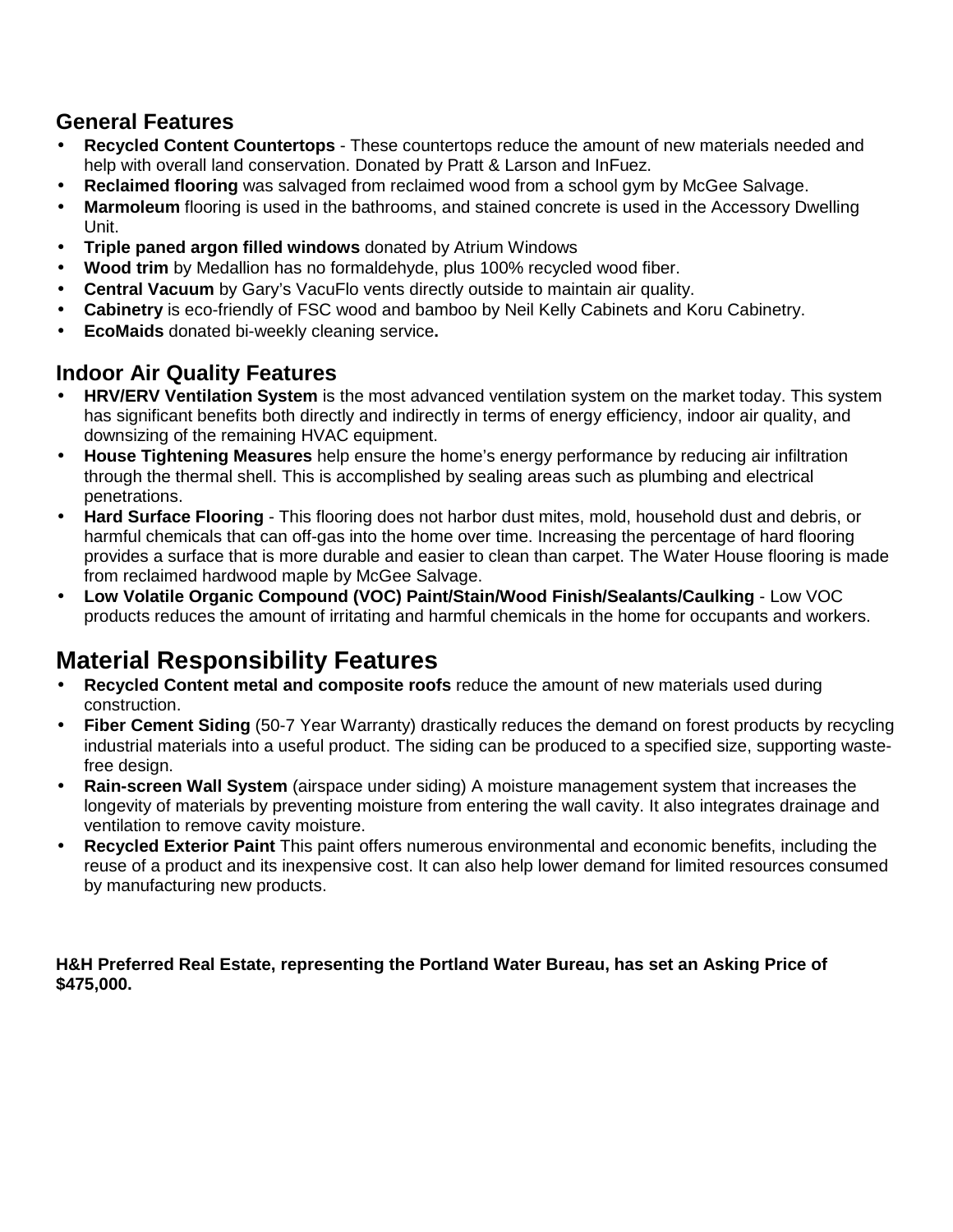## General Features

- **Recycled Content Countertops** - These countertops reduce the amount of new materials needed and help with overall land conservation. Donated by Pratt & Larson and InFuez.
- **Reclaimed flooring** was salvaged from reclaimed wood from a school gym by McGee Salvage.
- **Marmoleum** flooring is used in the bathrooms, and stained concrete is used in the Accessory Dwelling Unit.
- **Triple paned argon filled windows** donated by Atrium Windows
- **Wood trim** by Medallion has no formaldehyde, plus 100% recycled wood fiber.
- **Central Vacuum** by Gary's VacuFlo vents directly outside to maintain air quality.
- **Cabinetry** is eco-friendly of FSC wood and bamboo by Neil Kelly Cabinets and Koru Cabinetry.
- **EcoMaids** donated bi-weekly cleaning service**.**

## Indoor Air Quality Features

- **HRV/ERV Ventilation System** is the most advanced ventilation system on the market today. This system has significant benefits both directly and indirectly in terms of energy efficiency, indoor air quality, and downsizing of the remaining HVAC equipment.
- **House Tightening Measures** help ensure the home's energy performance by reducing air infiltration through the thermal shell. This is accomplished by sealing areas such as plumbing and electrical penetrations.
- **Hard Surface Flooring** - This flooring does not harbor dust mites, mold, household dust and debris, or harmful chemicals that can off-gas into the home over time. Increasing the percentage of hard flooring provides a surface that is more durable and easier to clean than carpet. The Water House flooring is made from reclaimed hardwood maple by McGee Salvage.
- **Low Volatile Organic Compound (VOC) Paint/Stain/Wood Finish/Sealants/Caulking** - Low VOC products reduces the amount of irritating and harmful chemicals in the home for occupants and workers.

# Material Responsibility Features

- **Recycled Content metal and composite roofs** reduce the amount of new materials used during construction.
- **Fiber Cement Siding** (50-7 Year Warranty) drastically reduces the demand on forest products by recycling industrial materials into a useful product. The siding can be produced to a specified size, supporting waste-free design.
- **Rain-screen Wall System** (airspace under siding) A moisture management system that increases the longevity of materials by preventing moisture from entering the wall cavity. It also integrates drainage and ventilation to remove cavity moisture.
- **Recycled Exterior Paint** This paint offers numerous environmental and economic benefits, including the reuse of a product and its inexpensive cost. It can also help lower demand for limited resources consumed by manufacturing new products.

**H&H Preferred Real Estate, representing the Portland Water Bureau, has set an Asking Price of $475,000.**